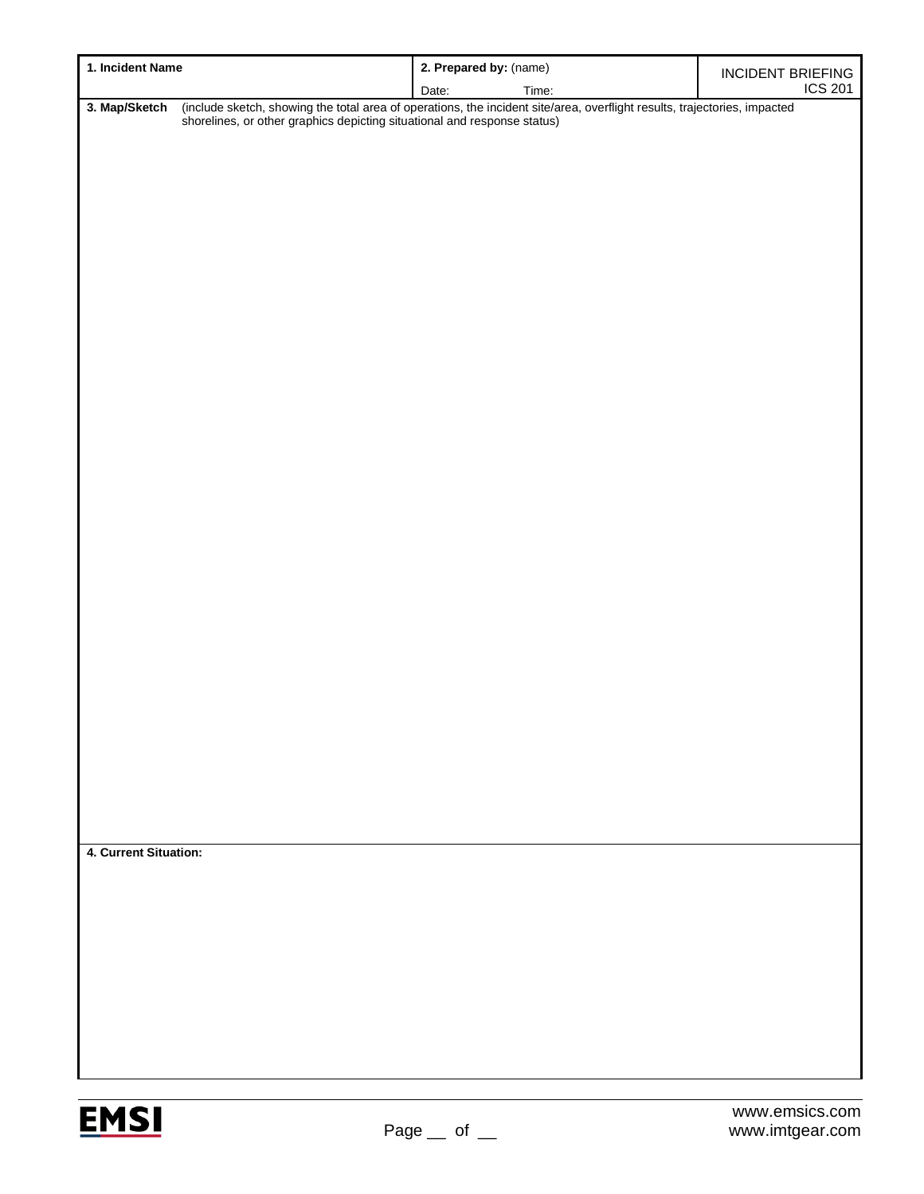| 1. Incident Name | 2. Prepared by: (name)<br>Date: Time: | INCIDENT BRIEFING<br>ICS 201 |
|---|---|---|

**3. Map/Sketch** (include sketch, showing the total area of operations, the incident site/area, overflight results, trajectories, impacted shorelines, or other graphics depicting situational and response status)

**4. Current Situation:**

EMSI

www.emsics.com
www.imtgear.com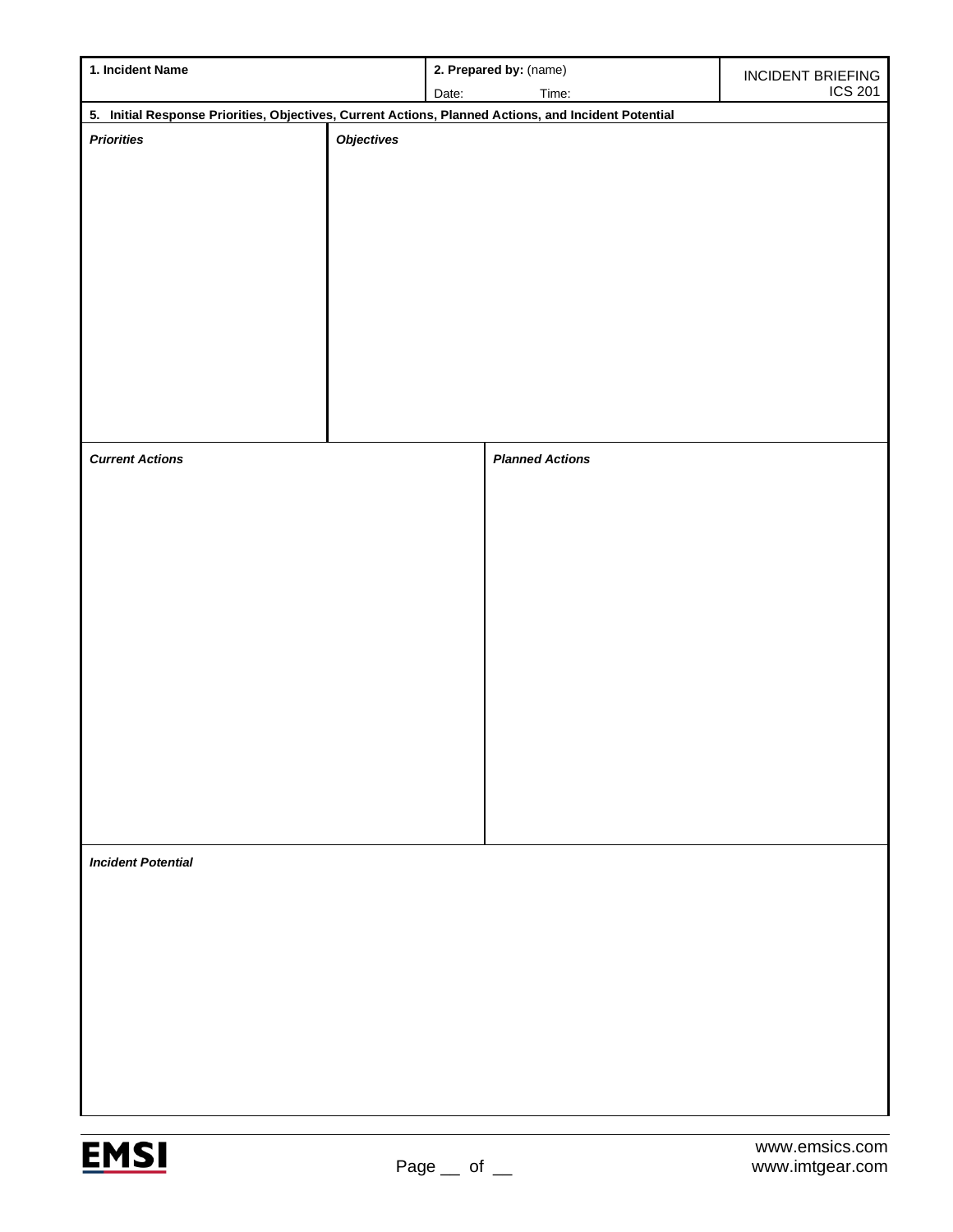| 1. Incident Name | 2. Prepared by: (name) | INCIDENT BRIEFING ICS 201 |
|---|---|---|
| | Date: Time: | |

**5. Initial Response Priorities, Objectives, Current Actions, Planned Actions, and Incident Potential**

| ***Priorities*** | ***Objectives*** |
|---|---|
| | |

| ***Current Actions*** | ***Planned Actions*** |
|---|---|
| | |

***Incident Potential***

EMSI

www.emsics.com
www.imtgear.com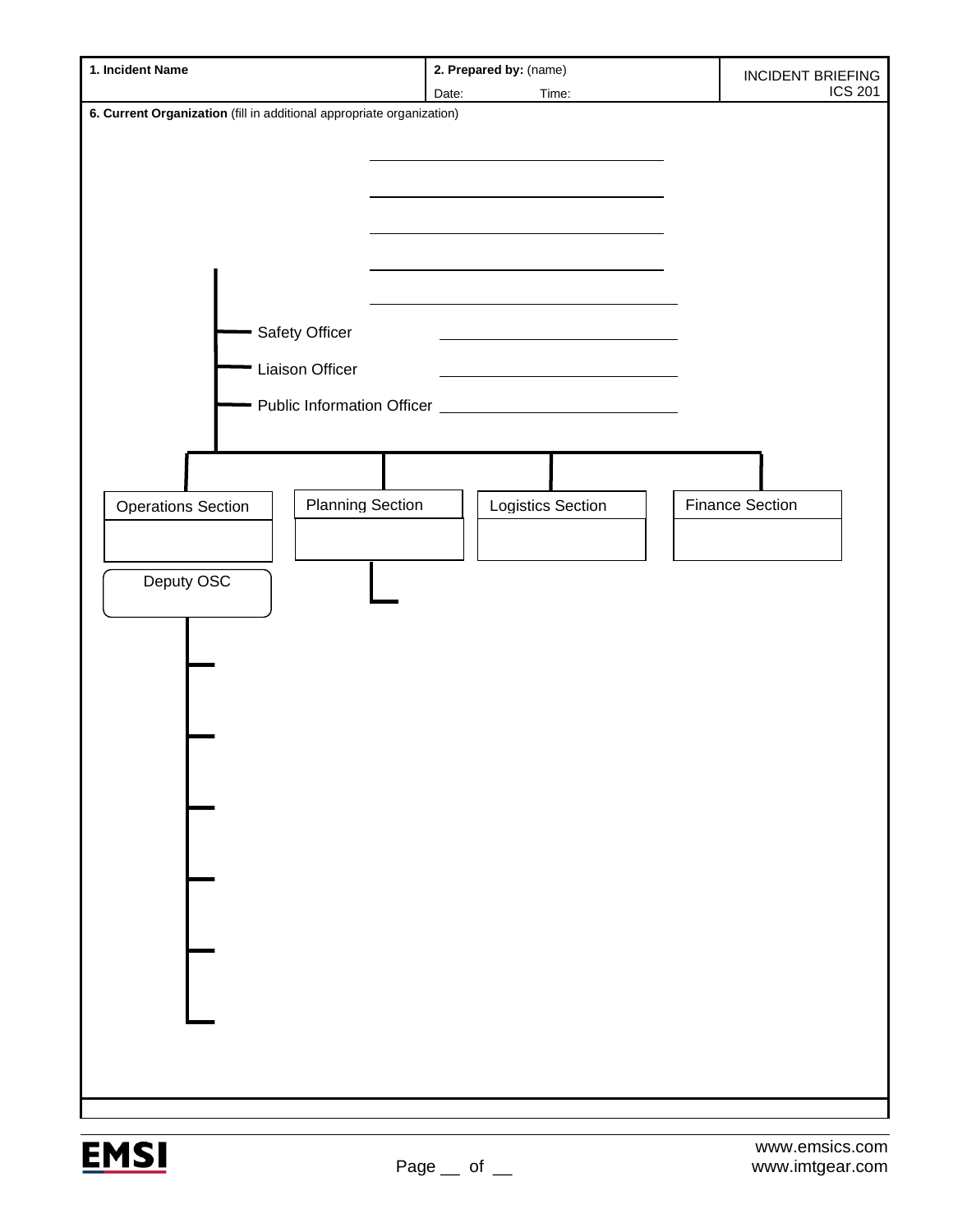| 1. Incident Name | 2. Prepared by: (name)<br>Date: Time: | INCIDENT BRIEFING<br>ICS 201 |
|---|---|---|

**6. Current Organization** (fill in additional appropriate organization)

Safety Officer ______________________

Liaison Officer ______________________

Public Information Officer ______________________

| Operations Section | Planning Section | Logistics Section | Finance Section |
|---|---|---|---|
| | | | |

Deputy OSC

www.emsics.com
www.imtgear.com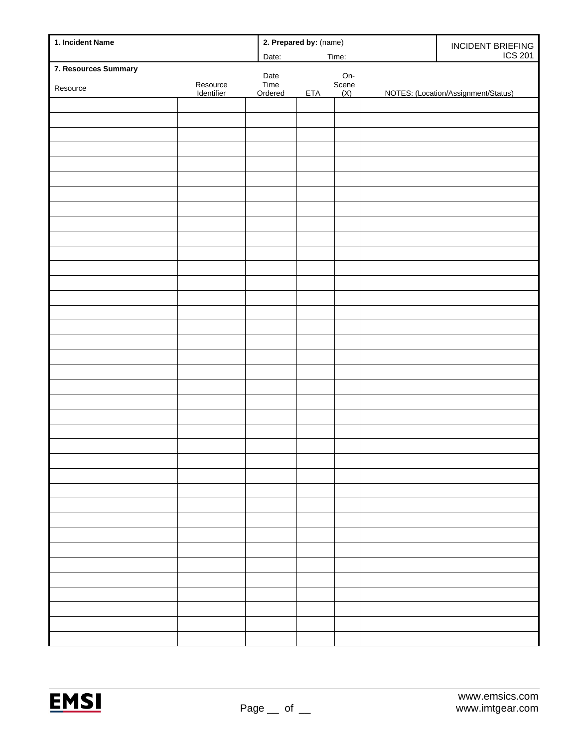| 1. Incident Name | 2. Prepared by: (name)<br>Date: Time: | INCIDENT BRIEFING<br>ICS 201 |
|---|---|---|

**7. Resources Summary**

| Resource | Resource Identifier | Date Time Ordered | ETA | On-Scene (X) | NOTES: (Location/Assignment/Status) |
|---|---|---|---|---|---|
| | | | | | |
| | | | | | |
| | | | | | |
| | | | | | |
| | | | | | |
| | | | | | |
| | | | | | |
| | | | | | |
| | | | | | |
| | | | | | |
| | | | | | |
| | | | | | |
| | | | | | |
| | | | | | |
| | | | | | |
| | | | | | |
| | | | | | |
| | | | | | |
| | | | | | |
| | | | | | |
| | | | | | |
| | | | | | |
| | | | | | |
| | | | | | |
| | | | | | |
| | | | | | |
| | | | | | |
| | | | | | |
| | | | | | |
| | | | | | |
| | | | | | |
| | | | | | |
| | | | | | |
| | | | | | |
| | | | | | |
| | | | | | |
| | | | | | |

EMSI

www.emsics.com
www.imtgear.com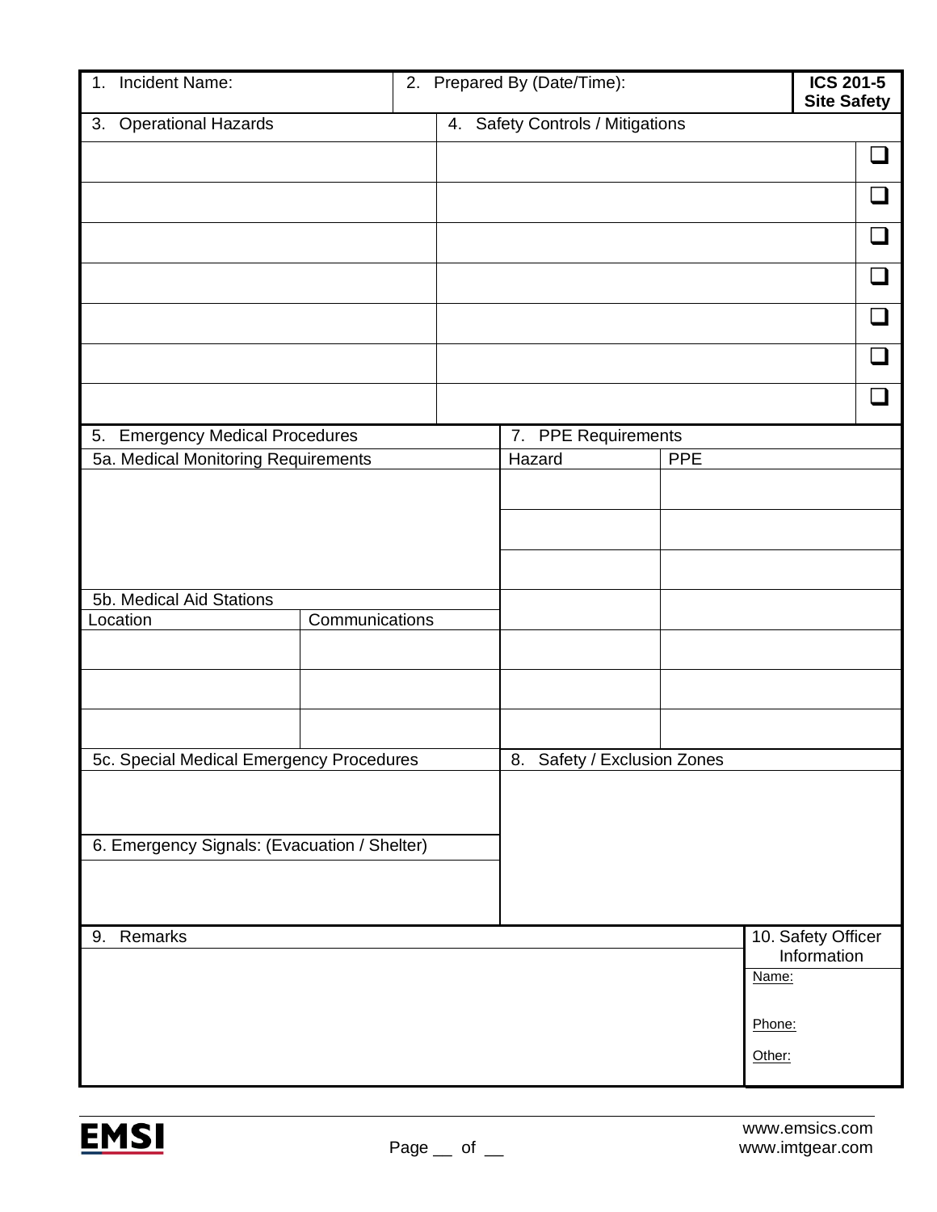| 1. Incident Name: | 2. Prepared By (Date/Time): | ICS 201-5 Site Safety |
|---|---|---|

| 3. Operational Hazards | 4. Safety Controls / Mitigations | |
|---|---|---|
| | | ☐ |
| | | ☐ |
| | | ☐ |
| | | ☐ |
| | | ☐ |
| | | ☐ |
| | | ☐ |

**5. Emergency Medical Procedures**

**5a. Medical Monitoring Requirements**

**5b. Medical Aid Stations**

| Location | Communications |
|---|---|
| | |
| | |
| | |

**5c. Special Medical Emergency Procedures**

**6. Emergency Signals: (Evacuation / Shelter)**

**7. PPE Requirements**

| Hazard | PPE |
|---|---|
| | |
| | |
| | |
| | |
| | |
| | |
| | |

**8. Safety / Exclusion Zones**

**9. Remarks**

**10. Safety Officer Information**

Name:

Phone:

Other:

EMSI

www.emsics.com
www.imtgear.com